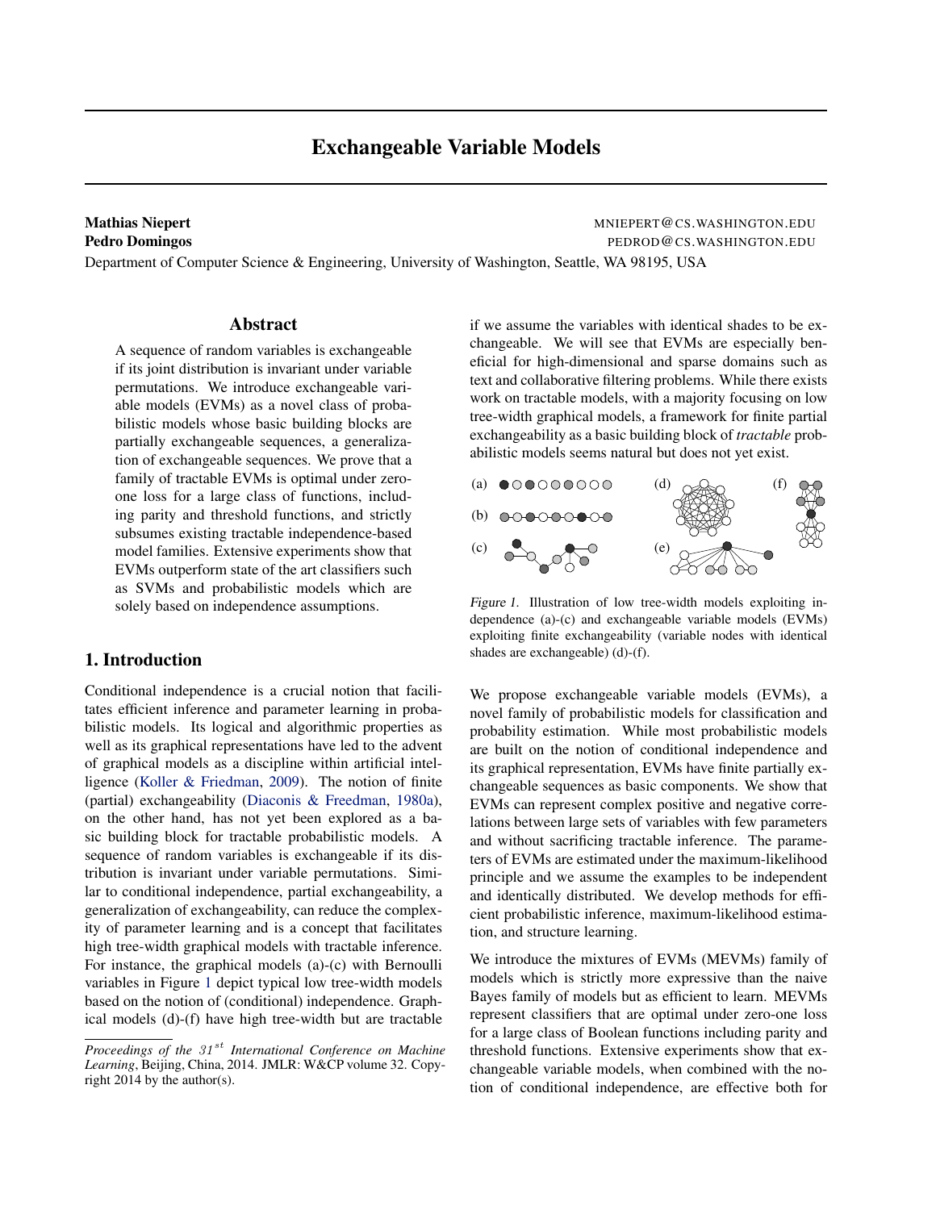# Exchangeable Variable Models

**Mathias Niepert** MNIEPERT@CS.WASHINGTON.EDU
**Pedro Domingos** PEDROD@CS.WASHINGTON.EDU
Department of Computer Science & Engineering, University of Washington, Seattle, WA 98195, USA

## Abstract

A sequence of random variables is exchangeable if its joint distribution is invariant under variable permutations. We introduce exchangeable variable models (EVMs) as a novel class of probabilistic models whose basic building blocks are partially exchangeable sequences, a generalization of exchangeable sequences. We prove that a family of tractable EVMs is optimal under zero-one loss for a large class of functions, including parity and threshold functions, and strictly subsumes existing tractable independence-based model families. Extensive experiments show that EVMs outperform state of the art classifiers such as SVMs and probabilistic models which are solely based on independence assumptions.

## 1. Introduction

Conditional independence is a crucial notion that facilitates efficient inference and parameter learning in probabilistic models. Its logical and algorithmic properties as well as its graphical representations have led to the advent of graphical models as a discipline within artificial intelligence (Koller & Friedman, 2009). The notion of finite (partial) exchangeability (Diaconis & Freedman, 1980a), on the other hand, has not yet been explored as a basic building block for tractable probabilistic models. A sequence of random variables is exchangeable if its distribution is invariant under variable permutations. Similar to conditional independence, partial exchangeability, a generalization of exchangeability, can reduce the complexity of parameter learning and is a concept that facilitates high tree-width graphical models with tractable inference. For instance, the graphical models (a)-(c) with Bernoulli variables in Figure 1 depict typical low tree-width models based on the notion of (conditional) independence. Graphical models (d)-(f) have high tree-width but are tractable if we assume the variables with identical shades to be exchangeable. We will see that EVMs are especially beneficial for high-dimensional and sparse domains such as text and collaborative filtering problems. While there exists work on tractable models, with a majority focusing on low tree-width graphical models, a framework for finite partial exchangeability as a basic building block of *tractable* probabilistic models seems natural but does not yet exist.

Figure 1. Illustration of low tree-width models exploiting independence (a)-(c) and exchangeable variable models (EVMs) exploiting finite exchangeability (variable nodes with identical shades are exchangeable) (d)-(f).

We propose exchangeable variable models (EVMs), a novel family of probabilistic models for classification and probability estimation. While most probabilistic models are built on the notion of conditional independence and its graphical representation, EVMs have finite partially exchangeable sequences as basic components. We show that EVMs can represent complex positive and negative correlations between large sets of variables with few parameters and without sacrificing tractable inference. The parameters of EVMs are estimated under the maximum-likelihood principle and we assume the examples to be independent and identically distributed. We develop methods for efficient probabilistic inference, maximum-likelihood estimation, and structure learning.

We introduce the mixtures of EVMs (MEVMs) family of models which is strictly more expressive than the naive Bayes family of models but as efficient to learn. MEVMs represent classifiers that are optimal under zero-one loss for a large class of Boolean functions including parity and threshold functions. Extensive experiments show that exchangeable variable models, when combined with the notion of conditional independence, are effective both for

*Proceedings of the 31st International Conference on Machine Learning*, Beijing, China, 2014. JMLR: W&CP volume 32. Copyright 2014 by the author(s).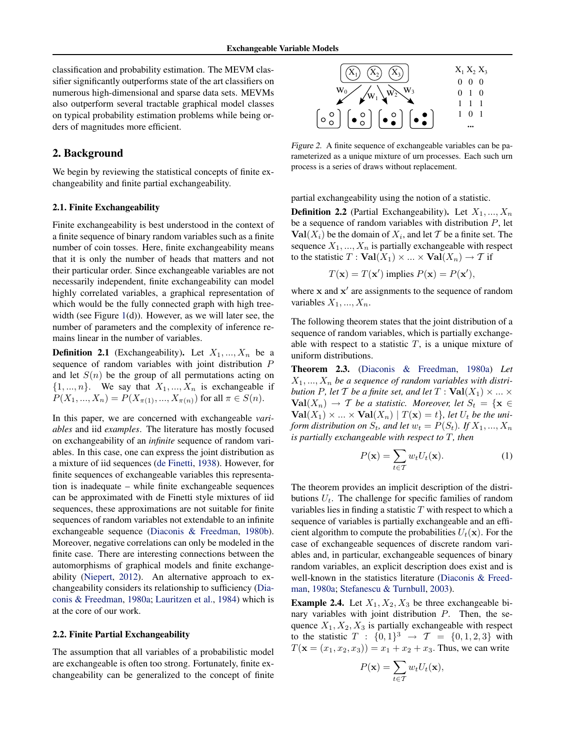classification and probability estimation. The MEVM classifier significantly outperforms state of the art classifiers on numerous high-dimensional and sparse data sets. MEVMs also outperform several tractable graphical model classes on typical probability estimation problems while being orders of magnitudes more efficient.

## 2. Background

We begin by reviewing the statistical concepts of finite exchangeability and finite partial exchangeability.

### 2.1. Finite Exchangeability

Finite exchangeability is best understood in the context of a finite sequence of binary random variables such as a finite number of coin tosses. Here, finite exchangeability means that it is only the number of heads that matters and not their particular order. Since exchangeable variables are not necessarily independent, finite exchangeability can model highly correlated variables, a graphical representation of which would be the fully connected graph with high treewidth (see Figure 1(d)). However, as we will later see, the number of parameters and the complexity of inference remains linear in the number of variables.

**Definition 2.1** (Exchangeability)**.** Let $X_1, ..., X_n$ be a sequence of random variables with joint distribution $P$ and let $S(n)$ be the group of all permutations acting on $\{1, ..., n\}$. We say that $X_1, ..., X_n$ is exchangeable if $P(X_1, ..., X_n) = P(X_{\pi(1)}, ..., X_{\pi(n)})$ for all $\pi \in S(n)$.

In this paper, we are concerned with exchangeable *variables* and iid *examples*. The literature has mostly focused on exchangeability of an *infinite* sequence of random variables. In this case, one can express the joint distribution as a mixture of iid sequences (de Finetti, 1938). However, for finite sequences of exchangeable variables this representation is inadequate – while finite exchangeable sequences can be approximated with de Finetti style mixtures of iid sequences, these approximations are not suitable for finite sequences of random variables not extendable to an infinite exchangeable sequence (Diaconis & Freedman, 1980b). Moreover, negative correlations can only be modeled in the finite case. There are interesting connections between the automorphisms of graphical models and finite exchangeability (Niepert, 2012). An alternative approach to exchangeability considers its relationship to sufficiency (Diaconis & Freedman, 1980a; Lauritzen et al., 1984) which is at the core of our work.

### 2.2. Finite Partial Exchangeability

The assumption that all variables of a probabilistic model are exchangeable is often too strong. Fortunately, finite exchangeability can be generalized to the concept of finite partial exchangeability using the notion of a statistic.

| $X_1$ | $X_2$ | $X_3$ |
|---|---|---|
| 0 | 0 | 0 |
| 0 | 1 | 0 |
| 1 | 1 | 1 |
| 1 | 0 | 1 |
| ... | | |

*Figure 2.* A finite sequence of exchangeable variables can be parameterized as a unique mixture of urn processes. Each such urn process is a series of draws without replacement.

**Definition 2.2** (Partial Exchangeability)**.** Let $X_1, ..., X_n$ be a sequence of random variables with distribution $P$, let $\mathbf{Val}(X_i)$ be the domain of $X_i$, and let $\mathcal{T}$ be a finite set. The sequence $X_1, ..., X_n$ is partially exchangeable with respect to the statistic $T : \mathbf{Val}(X_1) \times ... \times \mathbf{Val}(X_n) \rightarrow \mathcal{T}$ if

$$T(\mathbf{x}) = T(\mathbf{x}') \text{ implies } P(\mathbf{x}) = P(\mathbf{x}'),$$

where $\mathbf{x}$ and $\mathbf{x}'$ are assignments to the sequence of random variables $X_1, ..., X_n$.

The following theorem states that the joint distribution of a sequence of random variables, which is partially exchangeable with respect to a statistic $T$, is a unique mixture of uniform distributions.

**Theorem 2.3.** (Diaconis & Freedman, 1980a) *Let $X_1, ..., X_n$ be a sequence of random variables with distribution $P$, let $\mathcal{T}$ be a finite set, and let $T : \mathbf{Val}(X_1) \times ... \times \mathbf{Val}(X_n) \rightarrow \mathcal{T}$ be a statistic. Moreover, let $S_t = \{\mathbf{x} \in \mathbf{Val}(X_1) \times ... \times \mathbf{Val}(X_n) \mid T(\mathbf{x}) = t\}$, let $U_t$ be the uniform distribution on $S_t$, and let $w_t = P(S_t)$. If $X_1, ..., X_n$ is partially exchangeable with respect to $T$, then*

$$P(\mathbf{x}) = \sum_{t \in \mathcal{T}} w_t U_t(\mathbf{x}). \tag{1}$$

The theorem provides an implicit description of the distributions $U_t$. The challenge for specific families of random variables lies in finding a statistic $T$ with respect to which a sequence of variables is partially exchangeable and an efficient algorithm to compute the probabilities $U_t(\mathbf{x})$. For the case of exchangeable sequences of discrete random variables and, in particular, exchangeable sequences of binary random variables, an explicit description does exist and is well-known in the statistics literature (Diaconis & Freedman, 1980a; Stefanescu & Turnbull, 2003).

**Example 2.4.** Let $X_1, X_2, X_3$ be three exchangeable binary variables with joint distribution $P$. Then, the sequence $X_1, X_2, X_3$ is partially exchangeable with respect to the statistic $T : \{0, 1\}^3 \rightarrow \mathcal{T} = \{0, 1, 2, 3\}$ with $T(\mathbf{x} = (x_1, x_2, x_3)) = x_1 + x_2 + x_3$. Thus, we can write

$$P(\mathbf{x}) = \sum_{t \in \mathcal{T}} w_t U_t(\mathbf{x}),$$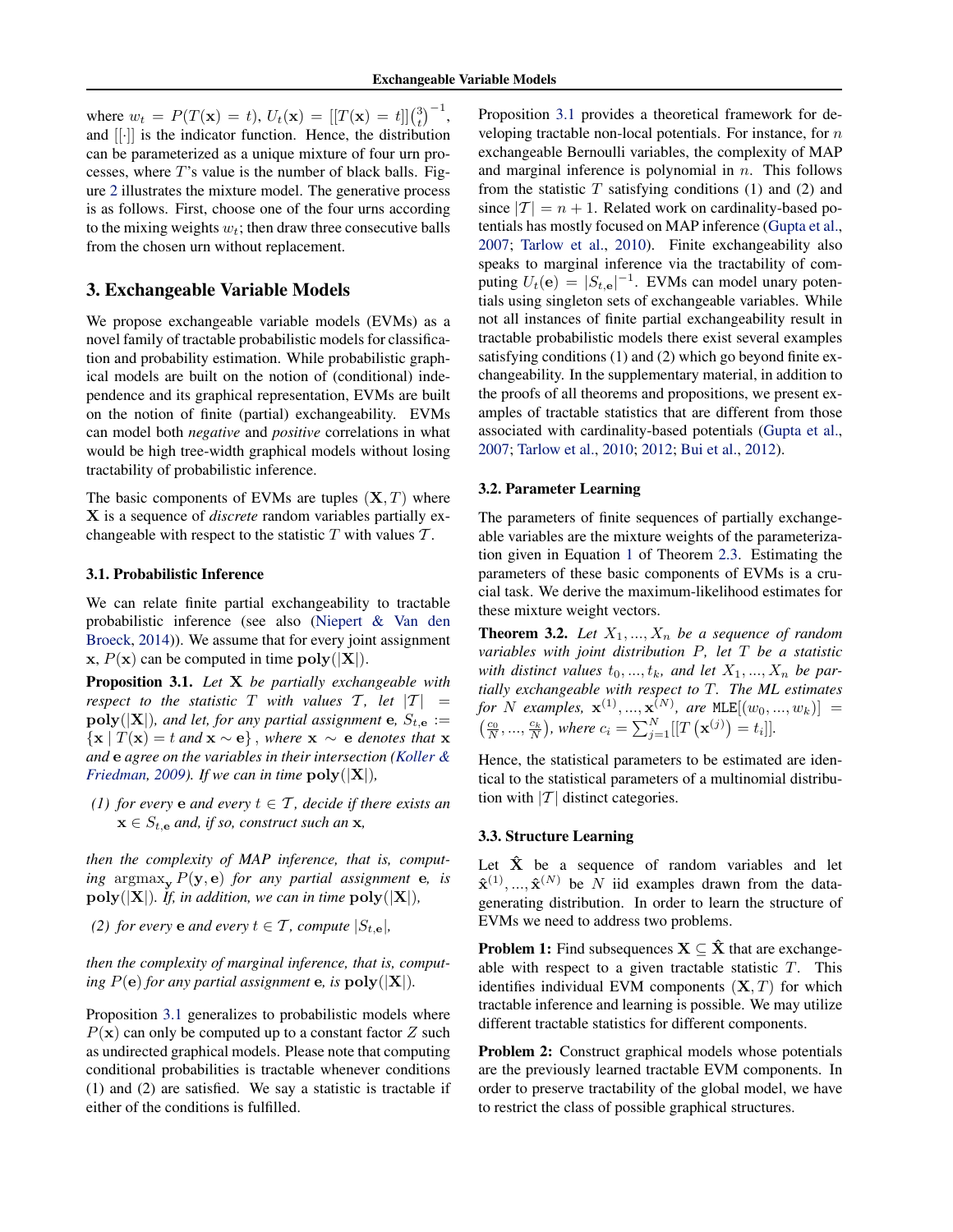where $w_t = P(T(\mathbf{x}) = t)$, $U_t(\mathbf{x}) = [[T(\mathbf{x}) = t]]\binom{3}{t}^{-1}$, and $[[\cdot]]$ is the indicator function. Hence, the distribution can be parameterized as a unique mixture of four urn processes, where $T$'s value is the number of black balls. Figure 2 illustrates the mixture model. The generative process is as follows. First, choose one of the four urns according to the mixing weights $w_t$; then draw three consecutive balls from the chosen urn without replacement.

## 3. Exchangeable Variable Models

We propose exchangeable variable models (EVMs) as a novel family of tractable probabilistic models for classification and probability estimation. While probabilistic graphical models are built on the notion of (conditional) independence and its graphical representation, EVMs are built on the notion of finite (partial) exchangeability. EVMs can model both *negative* and *positive* correlations in what would be high tree-width graphical models without losing tractability of probabilistic inference.

The basic components of EVMs are tuples $(\mathbf{X}, T)$ where $\mathbf{X}$ is a sequence of *discrete* random variables partially exchangeable with respect to the statistic $T$ with values $\mathcal{T}$.

### 3.1. Probabilistic Inference

We can relate finite partial exchangeability to tractable probabilistic inference (see also (Niepert & Van den Broeck, 2014)). We assume that for every joint assignment $\mathbf{x}$, $P(\mathbf{x})$ can be computed in time $\mathbf{poly}(|\mathbf{X}|)$.

**Proposition 3.1.** *Let $\mathbf{X}$ be partially exchangeable with respect to the statistic $T$ with values $\mathcal{T}$, let $|\mathcal{T}| = \mathbf{poly}(|\mathbf{X}|)$, and let, for any partial assignment $\mathbf{e}$, $S_{t,\mathbf{e}} := \{\mathbf{x} \mid T(\mathbf{x}) = t \text{ and } \mathbf{x} \sim \mathbf{e}\}$, where $\mathbf{x} \sim \mathbf{e}$ denotes that $\mathbf{x}$ and $\mathbf{e}$ agree on the variables in their intersection (Koller & Friedman, 2009). If we can in time $\mathbf{poly}(|\mathbf{X}|)$,*

*(1) for every $\mathbf{e}$ and every $t \in \mathcal{T}$, decide if there exists an $\mathbf{x} \in S_{t,\mathbf{e}}$ and, if so, construct such an $\mathbf{x}$,*

*then the complexity of MAP inference, that is, computing $\operatorname{argmax}_{\mathbf{y}} P(\mathbf{y}, \mathbf{e})$ for any partial assignment $\mathbf{e}$, is $\mathbf{poly}(|\mathbf{X}|)$. If, in addition, we can in time $\mathbf{poly}(|\mathbf{X}|)$,*

*(2) for every $\mathbf{e}$ and every $t \in \mathcal{T}$, compute $|S_{t,\mathbf{e}}|$,*

*then the complexity of marginal inference, that is, computing $P(\mathbf{e})$ for any partial assignment $\mathbf{e}$, is $\mathbf{poly}(|\mathbf{X}|)$.*

Proposition 3.1 generalizes to probabilistic models where $P(\mathbf{x})$ can only be computed up to a constant factor $Z$ such as undirected graphical models. Please note that computing conditional probabilities is tractable whenever conditions (1) and (2) are satisfied. We say a statistic is tractable if either of the conditions is fulfilled.

Proposition 3.1 provides a theoretical framework for developing tractable non-local potentials. For instance, for $n$ exchangeable Bernoulli variables, the complexity of MAP and marginal inference is polynomial in $n$. This follows from the statistic $T$ satisfying conditions (1) and (2) and since $|\mathcal{T}| = n + 1$. Related work on cardinality-based potentials has mostly focused on MAP inference (Gupta et al., 2007; Tarlow et al., 2010). Finite exchangeability also speaks to marginal inference via the tractability of computing $U_t(\mathbf{e}) = |S_{t,\mathbf{e}}|^{-1}$. EVMs can model unary potentials using singleton sets of exchangeable variables. While not all instances of finite partial exchangeability result in tractable probabilistic models there exist several examples satisfying conditions (1) and (2) which go beyond finite exchangeability. In the supplementary material, in addition to the proofs of all theorems and propositions, we present examples of tractable statistics that are different from those associated with cardinality-based potentials (Gupta et al., 2007; Tarlow et al., 2010; 2012; Bui et al., 2012).

### 3.2. Parameter Learning

The parameters of finite sequences of partially exchangeable variables are the mixture weights of the parameterization given in Equation 1 of Theorem 2.3. Estimating the parameters of these basic components of EVMs is a crucial task. We derive the maximum-likelihood estimates for these mixture weight vectors.

**Theorem 3.2.** *Let $X_1, ..., X_n$ be a sequence of random variables with joint distribution $P$, let $T$ be a statistic with distinct values $t_0, ..., t_k$, and let $X_1, ..., X_n$ be partially exchangeable with respect to $T$. The ML estimates for $N$ examples, $\mathbf{x}^{(1)}, ..., \mathbf{x}^{(N)}$, are $\texttt{MLE}[(w_0, ..., w_k)] = \left(\frac{c_0}{N}, ..., \frac{c_k}{N}\right)$, where $c_i = \sum_{j=1}^{N} [[T\left(\mathbf{x}^{(j)}\right) = t_i]]$.*

Hence, the statistical parameters to be estimated are identical to the statistical parameters of a multinomial distribution with $|\mathcal{T}|$ distinct categories.

### 3.3. Structure Learning

Let $\hat{\mathbf{X}}$ be a sequence of random variables and let $\hat{\mathbf{x}}^{(1)}, ..., \hat{\mathbf{x}}^{(N)}$ be $N$ iid examples drawn from the data-generating distribution. In order to learn the structure of EVMs we need to address two problems.

**Problem 1:** Find subsequences $\mathbf{X} \subseteq \hat{\mathbf{X}}$ that are exchangeable with respect to a given tractable statistic $T$. This identifies individual EVM components $(\mathbf{X}, T)$ for which tractable inference and learning is possible. We may utilize different tractable statistics for different components.

**Problem 2:** Construct graphical models whose potentials are the previously learned tractable EVM components. In order to preserve tractability of the global model, we have to restrict the class of possible graphical structures.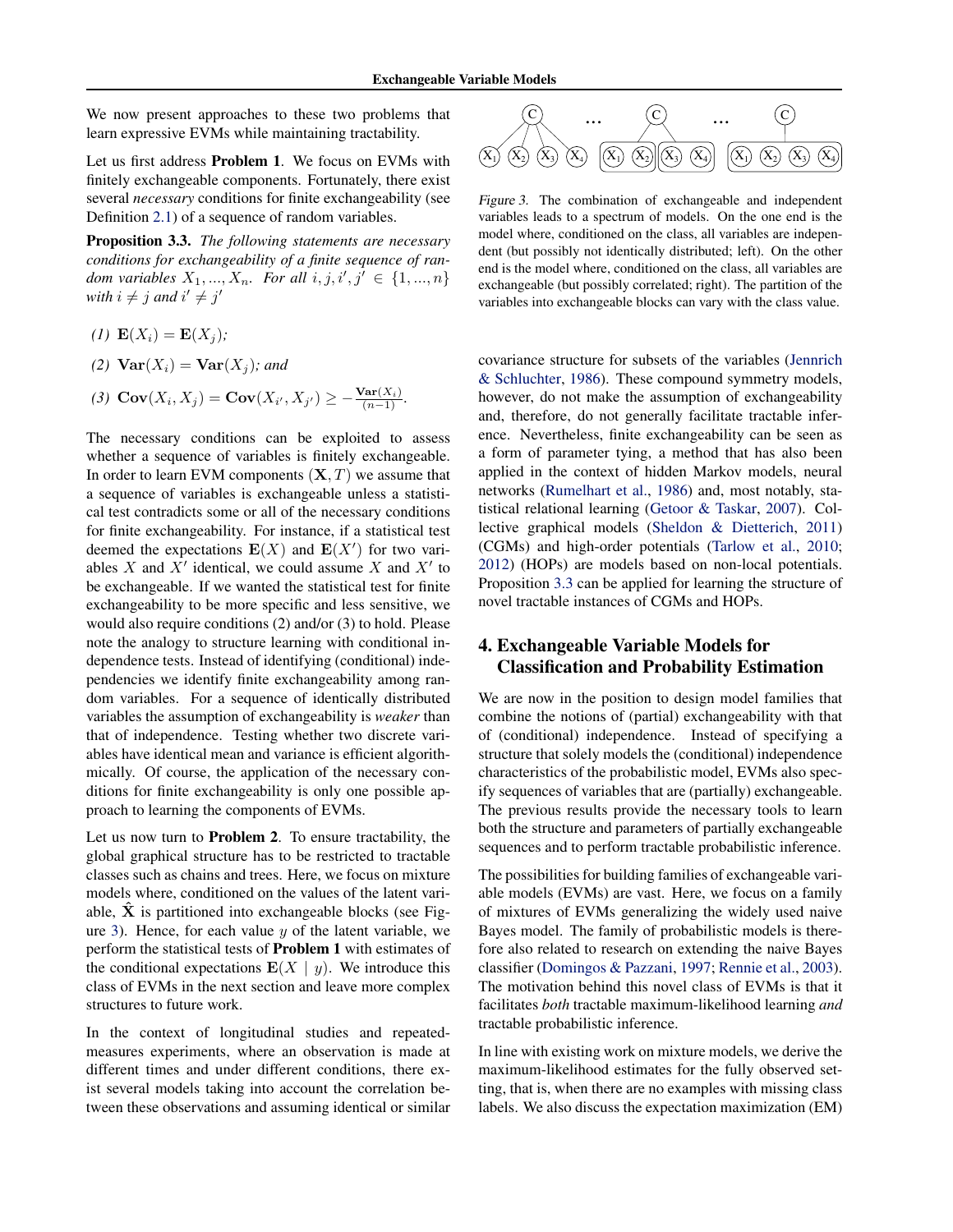We now present approaches to these two problems that learn expressive EVMs while maintaining tractability.

Let us first address **Problem 1**. We focus on EVMs with finitely exchangeable components. Fortunately, there exist several *necessary* conditions for finite exchangeability (see Definition 2.1) of a sequence of random variables.

**Proposition 3.3.** *The following statements are necessary conditions for exchangeability of a finite sequence of random variables $X_1, ..., X_n$. For all $i, j, i', j' \in \{1, ..., n\}$ with $i \neq j$ and $i' \neq j'$*

*(1)* $\mathbf{E}(X_i) = \mathbf{E}(X_j)$*;*

*(2)* $\mathbf{Var}(X_i) = \mathbf{Var}(X_j)$*; and*

*(3)* $\mathbf{Cov}(X_i, X_j) = \mathbf{Cov}(X_{i'}, X_{j'}) \geq -\frac{\mathbf{Var}(X_i)}{(n-1)}$.

The necessary conditions can be exploited to assess whether a sequence of variables is finitely exchangeable. In order to learn EVM components $(\mathbf{X}, T)$ we assume that a sequence of variables is exchangeable unless a statistical test contradicts some or all of the necessary conditions for finite exchangeability. For instance, if a statistical test deemed the expectations $\mathbf{E}(X)$ and $\mathbf{E}(X')$ for two variables $X$ and $X'$ identical, we could assume $X$ and $X'$ to be exchangeable. If we wanted the statistical test for finite exchangeability to be more specific and less sensitive, we would also require conditions (2) and/or (3) to hold. Please note the analogy to structure learning with conditional independence tests. Instead of identifying (conditional) independencies we identify finite exchangeability among random variables. For a sequence of identically distributed variables the assumption of exchangeability is *weaker* than that of independence. Testing whether two discrete variables have identical mean and variance is efficient algorithmically. Of course, the application of the necessary conditions for finite exchangeability is only one possible approach to learning the components of EVMs.

Let us now turn to **Problem 2**. To ensure tractability, the global graphical structure has to be restricted to tractable classes such as chains and trees. Here, we focus on mixture models where, conditioned on the values of the latent variable, $\hat{\mathbf{X}}$ is partitioned into exchangeable blocks (see Figure 3). Hence, for each value $y$ of the latent variable, we perform the statistical tests of **Problem 1** with estimates of the conditional expectations $\mathbf{E}(X \mid y)$. We introduce this class of EVMs in the next section and leave more complex structures to future work.

In the context of longitudinal studies and repeated-measures experiments, where an observation is made at different times and under different conditions, there exist several models taking into account the correlation between these observations and assuming identical or similar covariance structure for subsets of the variables (Jennrich & Schluchter, 1986). These compound symmetry models, however, do not make the assumption of exchangeability and, therefore, do not generally facilitate tractable inference. Nevertheless, finite exchangeability can be seen as a form of parameter tying, a method that has also been applied in the context of hidden Markov models, neural networks (Rumelhart et al., 1986) and, most notably, statistical relational learning (Getoor & Taskar, 2007). Collective graphical models (Sheldon & Dietterich, 2011) (CGMs) and high-order potentials (Tarlow et al., 2010; 2012) (HOPs) are models based on non-local potentials. Proposition 3.3 can be applied for learning the structure of novel tractable instances of CGMs and HOPs.

*Figure 3.* The combination of exchangeable and independent variables leads to a spectrum of models. On the one end is the model where, conditioned on the class, all variables are independent (but possibly not identically distributed; left). On the other end is the model where, conditioned on the class, all variables are exchangeable (but possibly correlated; right). The partition of the variables into exchangeable blocks can vary with the class value.

## 4. Exchangeable Variable Models for Classification and Probability Estimation

We are now in the position to design model families that combine the notions of (partial) exchangeability with that of (conditional) independence. Instead of specifying a structure that solely models the (conditional) independence characteristics of the probabilistic model, EVMs also specify sequences of variables that are (partially) exchangeable. The previous results provide the necessary tools to learn both the structure and parameters of partially exchangeable sequences and to perform tractable probabilistic inference.

The possibilities for building families of exchangeable variable models (EVMs) are vast. Here, we focus on a family of mixtures of EVMs generalizing the widely used naive Bayes model. The family of probabilistic models is therefore also related to research on extending the naive Bayes classifier (Domingos & Pazzani, 1997; Rennie et al., 2003). The motivation behind this novel class of EVMs is that it facilitates *both* tractable maximum-likelihood learning *and* tractable probabilistic inference.

In line with existing work on mixture models, we derive the maximum-likelihood estimates for the fully observed setting, that is, when there are no examples with missing class labels. We also discuss the expectation maximization (EM)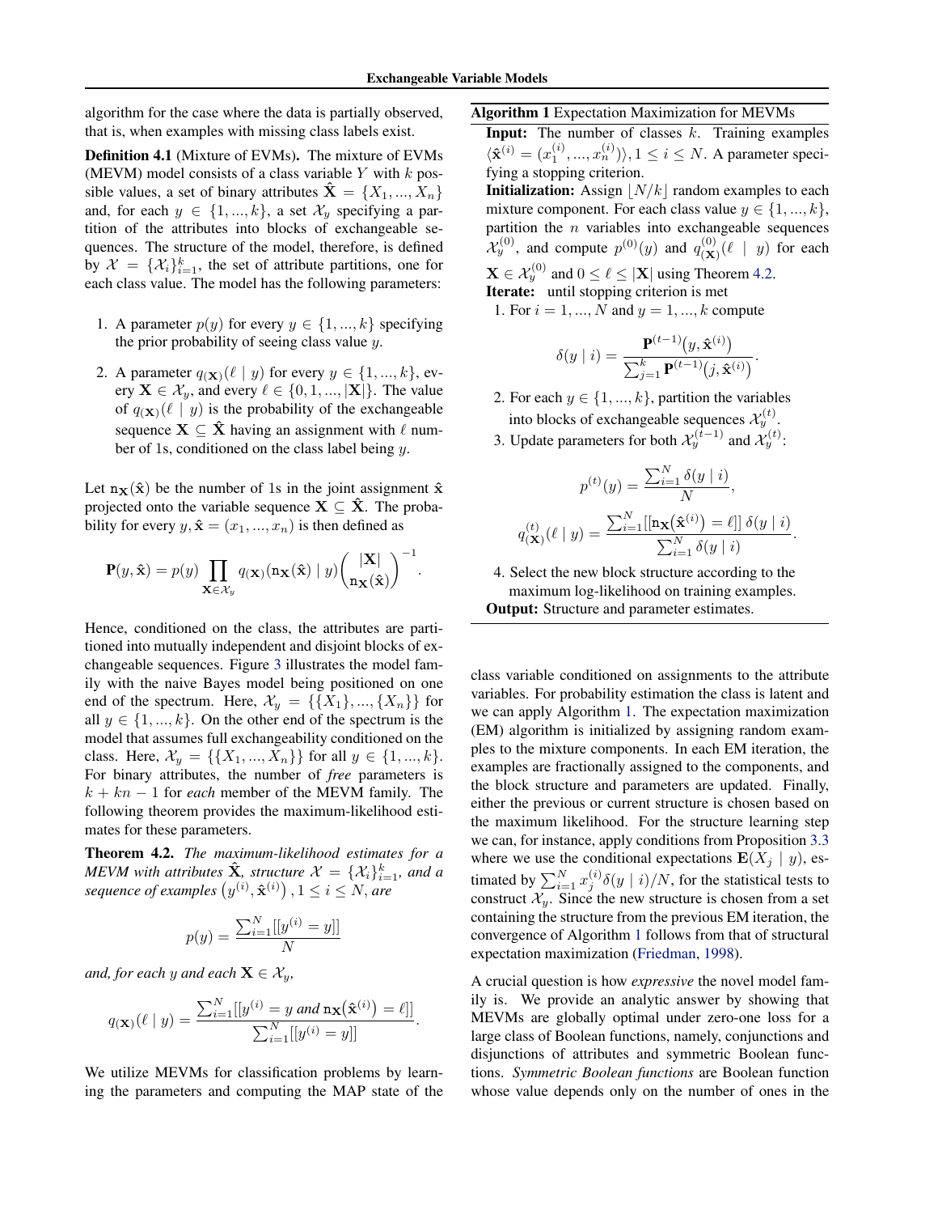algorithm for the case where the data is partially observed, that is, when examples with missing class labels exist.

**Definition 4.1** (Mixture of EVMs)**.** The mixture of EVMs (MEVM) model consists of a class variable $Y$ with $k$ possible values, a set of binary attributes $\hat{\mathbf{X}} = \{X_1, ..., X_n\}$ and, for each $y \in \{1, ..., k\}$, a set $\mathcal{X}_y$ specifying a partition of the attributes into blocks of exchangeable sequences. The structure of the model, therefore, is defined by $\mathcal{X} = \{\mathcal{X}_i\}_{i=1}^k$, the set of attribute partitions, one for each class value. The model has the following parameters:

1. A parameter $p(y)$ for every $y \in \{1, ..., k\}$ specifying the prior probability of seeing class value $y$.
2. A parameter $q_{(\mathbf{X})}(\ell \mid y)$ for every $y \in \{1, ..., k\}$, every $\mathbf{X} \in \mathcal{X}_y$, and every $\ell \in \{0, 1, ..., |\mathbf{X}|\}$. The value of $q_{(\mathbf{X})}(\ell \mid y)$ is the probability of the exchangeable sequence $\mathbf{X} \subseteq \hat{\mathbf{X}}$ having an assignment with $\ell$ number of 1s, conditioned on the class label being $y$.

Let $\mathtt{n}_{\mathbf{X}}(\hat{\mathbf{x}})$ be the number of 1s in the joint assignment $\hat{\mathbf{x}}$ projected onto the variable sequence $\mathbf{X} \subseteq \hat{\mathbf{X}}$. The probability for every $y, \hat{\mathbf{x}} = (x_1, ..., x_n)$ is then defined as

$$\mathbf{P}(y, \hat{\mathbf{x}}) = p(y) \prod_{\mathbf{X} \in \mathcal{X}_y} q_{(\mathbf{X})}(\mathtt{n}_{\mathbf{X}}(\hat{\mathbf{x}}) \mid y) \binom{|\mathbf{X}|}{\mathtt{n}_{\mathbf{X}}(\hat{\mathbf{x}})}^{-1}.$$

Hence, conditioned on the class, the attributes are partitioned into mutually independent and disjoint blocks of exchangeable sequences. Figure 3 illustrates the model family with the naive Bayes model being positioned on one end of the spectrum. Here, $\mathcal{X}_y = \{\{X_1\}, ..., \{X_n\}\}$ for all $y \in \{1, ..., k\}$. On the other end of the spectrum is the model that assumes full exchangeability conditioned on the class. Here, $\mathcal{X}_y = \{\{X_1, ..., X_n\}\}$ for all $y \in \{1, ..., k\}$. For binary attributes, the number of *free* parameters is $k + kn - 1$ for *each* member of the MEVM family. The following theorem provides the maximum-likelihood estimates for these parameters.

**Theorem 4.2.** *The maximum-likelihood estimates for a MEVM with attributes $\hat{\mathbf{X}}$, structure $\mathcal{X} = \{\mathcal{X}_i\}_{i=1}^k$, and a sequence of examples $\left(y^{(i)}, \hat{\mathbf{x}}^{(i)}\right), 1 \leq i \leq N$, are*

$$p(y) = \frac{\sum_{i=1}^N [[y^{(i)} = y]]}{N}$$

*and, for each $y$ and each $\mathbf{X} \in \mathcal{X}_y$,*

$$q_{(\mathbf{X})}(\ell \mid y) = \frac{\sum_{i=1}^N [[y^{(i)} = y \text{ and } \mathtt{n}_{\mathbf{X}}(\hat{\mathbf{x}}^{(i)}) = \ell]]}{\sum_{i=1}^N [[y^{(i)} = y]]}.$$

We utilize MEVMs for classification problems by learning the parameters and computing the MAP state of the class variable conditioned on assignments to the attribute variables. For probability estimation the class is latent and we can apply Algorithm 1. The expectation maximization (EM) algorithm is initialized by assigning random examples to the mixture components. In each EM iteration, the examples are fractionally assigned to the components, and the block structure and parameters are updated. Finally, either the previous or current structure is chosen based on the maximum likelihood. For the structure learning step we can, for instance, apply conditions from Proposition 3.3 where we use the conditional expectations $\mathbf{E}(X_j \mid y)$, estimated by $\sum_{i=1}^N x_j^{(i)} \delta(y \mid i)/N$, for the statistical tests to construct $\mathcal{X}_y$. Since the new structure is chosen from a set containing the structure from the previous EM iteration, the convergence of Algorithm 1 follows from that of structural expectation maximization (Friedman, 1998).

A crucial question is how *expressive* the novel model family is. We provide an analytic answer by showing that MEVMs are globally optimal under zero-one loss for a large class of Boolean functions, namely, conjunctions and disjunctions of attributes and symmetric Boolean functions. *Symmetric Boolean functions* are Boolean function whose value depends only on the number of ones in the

---

**Algorithm 1** Expectation Maximization for MEVMs

**Input:** The number of classes $k$. Training examples $\langle \hat{\mathbf{x}}^{(i)} = (x_1^{(i)}, ..., x_n^{(i)}) \rangle, 1 \leq i \leq N$. A parameter specifying a stopping criterion.

**Initialization:** Assign $\lfloor N/k \rfloor$ random examples to each mixture component. For each class value $y \in \{1, ..., k\}$, partition the $n$ variables into exchangeable sequences $\mathcal{X}_y^{(0)}$, and compute $p^{(0)}(y)$ and $q_{(\mathbf{X})}^{(0)}(\ell \mid y)$ for each $\mathbf{X} \in \mathcal{X}_y^{(0)}$ and $0 \leq \ell \leq |\mathbf{X}|$ using Theorem 4.2.

**Iterate:** until stopping criterion is met

1. For $i = 1, ..., N$ and $y = 1, ..., k$ compute

$$\delta(y \mid i) = \frac{\mathbf{P}^{(t-1)}\big(y, \hat{\mathbf{x}}^{(i)}\big)}{\sum_{j=1}^k \mathbf{P}^{(t-1)}\big(j, \hat{\mathbf{x}}^{(i)}\big)}.$$

2. For each $y \in \{1, ..., k\}$, partition the variables into blocks of exchangeable sequences $\mathcal{X}_y^{(t)}$.
3. Update parameters for both $\mathcal{X}_y^{(t-1)}$ and $\mathcal{X}_y^{(t)}$:

$$p^{(t)}(y) = \frac{\sum_{i=1}^N \delta(y \mid i)}{N},$$

$$q_{(\mathbf{X})}^{(t)}(\ell \mid y) = \frac{\sum_{i=1}^N [[\mathtt{n}_{\mathbf{X}}\big(\hat{\mathbf{x}}^{(i)}\big) = \ell]] \; \delta(y \mid i)}{\sum_{i=1}^N \delta(y \mid i)}.$$

4. Select the new block structure according to the maximum log-likelihood on training examples.

**Output:** Structure and parameter estimates.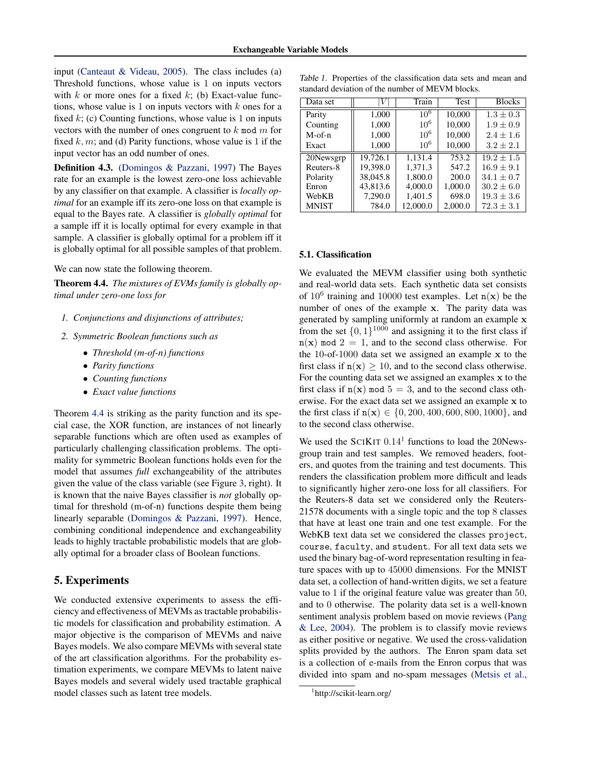input (Canteaut & Videau, 2005). The class includes (a) Threshold functions, whose value is 1 on inputs vectors with $k$ or more ones for a fixed $k$; (b) Exact-value functions, whose value is 1 on inputs vectors with $k$ ones for a fixed $k$; (c) Counting functions, whose value is 1 on inputs vectors with the number of ones congruent to $k \bmod m$ for fixed $k, m$; and (d) Parity functions, whose value is 1 if the input vector has an odd number of ones.

**Definition 4.3.** (Domingos & Pazzani, 1997) The Bayes rate for an example is the lowest zero-one loss achievable by any classifier on that example. A classifier is *locally optimal* for an example iff its zero-one loss on that example is equal to the Bayes rate. A classifier is *globally optimal* for a sample iff it is locally optimal for every example in that sample. A classifier is globally optimal for a problem iff it is globally optimal for all possible samples of that problem.

We can now state the following theorem.

**Theorem 4.4.** *The mixtures of EVMs family is globally optimal under zero-one loss for*

1. *Conjunctions and disjunctions of attributes;*
2. *Symmetric Boolean functions such as*
   - *Threshold (m-of-n) functions*
   - *Parity functions*
   - *Counting functions*
   - *Exact value functions*

Theorem 4.4 is striking as the parity function and its special case, the XOR function, are instances of not linearly separable functions which are often used as examples of particularly challenging classification problems. The optimality for symmetric Boolean functions holds even for the model that assumes *full* exchangeability of the attributes given the value of the class variable (see Figure 3, right). It is known that the naive Bayes classifier is *not* globally optimal for threshold (m-of-n) functions despite them being linearly separable (Domingos & Pazzani, 1997). Hence, combining conditional independence and exchangeability leads to highly tractable probabilistic models that are globally optimal for a broader class of Boolean functions.

## 5. Experiments

We conducted extensive experiments to assess the efficiency and effectiveness of MEVMs as tractable probabilistic models for classification and probability estimation. A major objective is the comparison of MEVMs and naive Bayes models. We also compare MEVMs with several state of the art classification algorithms. For the probability estimation experiments, we compare MEVMs to latent naive Bayes models and several widely used tractable graphical model classes such as latent tree models.

Table 1. Properties of the classification data sets and mean and standard deviation of the number of MEVM blocks.

| Data set | $\lvert V \rvert$ | Train | Test | Blocks |
|---|---|---|---|---|
| Parity | 1,000 | $10^6$ | 10,000 | $1.3 \pm 0.3$ |
| Counting | 1,000 | $10^6$ | 10,000 | $1.9 \pm 0.9$ |
| M-of-n | 1,000 | $10^6$ | 10,000 | $2.4 \pm 1.6$ |
| Exact | 1,000 | $10^6$ | 10,000 | $3.2 \pm 2.1$ |
| 20Newsgrp | 19,726.1 | 1,131.4 | 753.2 | $19.2 \pm 1.5$ |
| Reuters-8 | 19,398.0 | 1,371.3 | 547.2 | $16.9 \pm 9.1$ |
| Polarity | 38,045.8 | 1,800.0 | 200.0 | $34.1 \pm 0.7$ |
| Enron | 43,813.6 | 4,000.0 | 1,000.0 | $30.2 \pm 6.0$ |
| WebKB | 7,290.0 | 1,401.5 | 698.0 | $19.3 \pm 3.6$ |
| MNIST | 784.0 | 12,000.0 | 2,000.0 | $72.3 \pm 3.1$ |

### 5.1. Classification

We evaluated the MEVM classifier using both synthetic and real-world data sets. Each synthetic data set consists of $10^6$ training and 10000 test examples. Let $\mathtt{n}(\mathbf{x})$ be the number of ones of the example $\mathbf{x}$. The parity data was generated by sampling uniformly at random an example $\mathbf{x}$ from the set $\{0, 1\}^{1000}$ and assigning it to the first class if $\mathtt{n}(\mathbf{x}) \bmod 2 = 1$, and to the second class otherwise. For the 10-of-1000 data set we assigned an example $\mathbf{x}$ to the first class if $\mathtt{n}(\mathbf{x}) \geq 10$, and to the second class otherwise. For the counting data set we assigned an examples $\mathbf{x}$ to the first class if $\mathtt{n}(\mathbf{x}) \bmod 5 = 3$, and to the second class otherwise. For the exact data set we assigned an example $\mathbf{x}$ to the first class if $\mathtt{n}(\mathbf{x}) \in \{0, 200, 400, 600, 800, 1000\}$, and to the second class otherwise.

We used the SciKit 0.14[1] functions to load the 20Newsgroup train and test samples. We removed headers, footers, and quotes from the training and test documents. This renders the classification problem more difficult and leads to significantly higher zero-one loss for all classifiers. For the Reuters-8 data set we considered only the Reuters-21578 documents with a single topic and the top 8 classes that have at least one train and one test example. For the WebKB text data set we considered the classes `project`, `course`, `faculty`, and `student`. For all text data sets we used the binary bag-of-word representation resulting in feature spaces with up to 45000 dimensions. For the MNIST data set, a collection of hand-written digits, we set a feature value to 1 if the original feature value was greater than 50, and to 0 otherwise. The polarity data set is a well-known sentiment analysis problem based on movie reviews (Pang & Lee, 2004). The problem is to classify movie reviews as either positive or negative. We used the cross-validation splits provided by the authors. The Enron spam data set is a collection of e-mails from the Enron corpus that was divided into spam and no-spam messages (Metsis et al.,

[1] http://scikit-learn.org/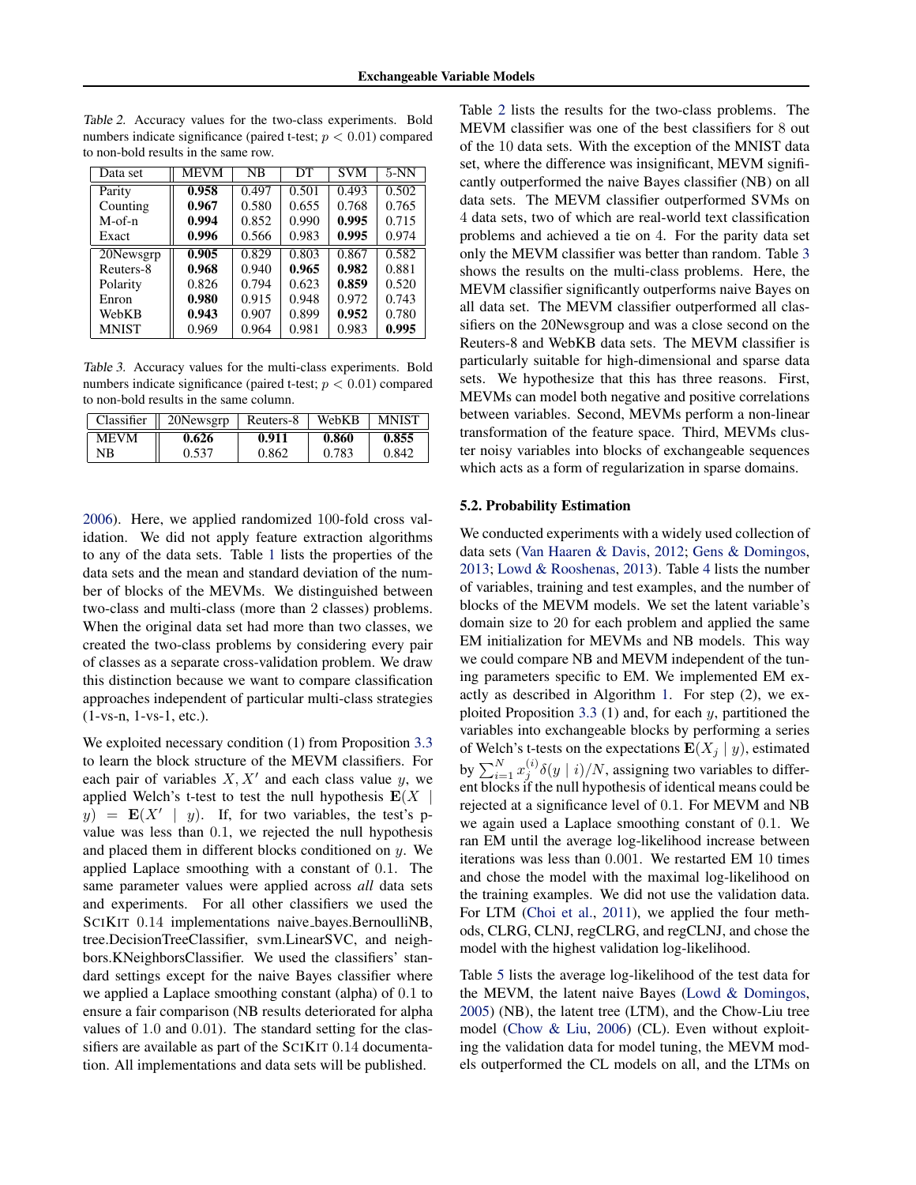Table 2. Accuracy values for the two-class experiments. Bold numbers indicate significance (paired t-test; $p < 0.01$) compared to non-bold results in the same row.

| Data set | MEVM | NB | DT | SVM | 5-NN |
|---|---|---|---|---|---|
| Parity | **0.958** | 0.497 | 0.501 | 0.493 | 0.502 |
| Counting | **0.967** | 0.580 | 0.655 | 0.768 | 0.765 |
| M-of-n | **0.994** | 0.852 | 0.990 | **0.995** | 0.715 |
| Exact | **0.996** | 0.566 | 0.983 | **0.995** | 0.974 |
| 20Newsgrp | **0.905** | 0.829 | 0.803 | 0.867 | 0.582 |
| Reuters-8 | **0.968** | 0.940 | **0.965** | **0.982** | 0.881 |
| Polarity | 0.826 | 0.794 | 0.623 | **0.859** | 0.520 |
| Enron | **0.980** | 0.915 | 0.948 | 0.972 | 0.743 |
| WebKB | **0.943** | 0.907 | 0.899 | **0.952** | 0.780 |
| MNIST | 0.969 | 0.964 | 0.981 | 0.983 | **0.995** |

Table 3. Accuracy values for the multi-class experiments. Bold numbers indicate significance (paired t-test; $p < 0.01$) compared to non-bold results in the same column.

| Classifier | 20Newsgrp | Reuters-8 | WebKB | MNIST |
|---|---|---|---|---|
| MEVM | **0.626** | **0.911** | **0.860** | **0.855** |
| NB | 0.537 | 0.862 | 0.783 | 0.842 |

2006). Here, we applied randomized 100-fold cross validation. We did not apply feature extraction algorithms to any of the data sets. Table 1 lists the properties of the data sets and the mean and standard deviation of the number of blocks of the MEVMs. We distinguished between two-class and multi-class (more than 2 classes) problems. When the original data set had more than two classes, we created the two-class problems by considering every pair of classes as a separate cross-validation problem. We draw this distinction because we want to compare classification approaches independent of particular multi-class strategies (1-vs-n, 1-vs-1, etc.).

We exploited necessary condition (1) from Proposition 3.3 to learn the block structure of the MEVM classifiers. For each pair of variables $X, X'$ and each class value $y$, we applied Welch's t-test to test the null hypothesis $\mathbf{E}(X \mid y) = \mathbf{E}(X' \mid y)$. If, for two variables, the test's p-value was less than $0.1$, we rejected the null hypothesis and placed them in different blocks conditioned on $y$. We applied Laplace smoothing with a constant of $0.1$. The same parameter values were applied across *all* data sets and experiments. For all other classifiers we used the SCIKIT 0.14 implementations naive_bayes.BernoulliNB, tree.DecisionTreeClassifier, svm.LinearSVC, and neighbors.KNeighborsClassifier. We used the classifiers' standard settings except for the naive Bayes classifier where we applied a Laplace smoothing constant (alpha) of $0.1$ to ensure a fair comparison (NB results deteriorated for alpha values of $1.0$ and $0.01$). The standard setting for the classifiers are available as part of the SCIKIT 0.14 documentation. All implementations and data sets will be published.

Table 2 lists the results for the two-class problems. The MEVM classifier was one of the best classifiers for 8 out of the 10 data sets. With the exception of the MNIST data set, where the difference was insignificant, MEVM significantly outperformed the naive Bayes classifier (NB) on all data sets. The MEVM classifier outperformed SVMs on 4 data sets, two of which are real-world text classification problems and achieved a tie on 4. For the parity data set only the MEVM classifier was better than random. Table 3 shows the results on the multi-class problems. Here, the MEVM classifier significantly outperforms naive Bayes on all data set. The MEVM classifier outperformed all classifiers on the 20Newsgroup and was a close second on the Reuters-8 and WebKB data sets. The MEVM classifier is particularly suitable for high-dimensional and sparse data sets. We hypothesize that this has three reasons. First, MEVMs can model both negative and positive correlations between variables. Second, MEVMs perform a non-linear transformation of the feature space. Third, MEVMs cluster noisy variables into blocks of exchangeable sequences which acts as a form of regularization in sparse domains.

### 5.2. Probability Estimation

We conducted experiments with a widely used collection of data sets (Van Haaren & Davis, 2012; Gens & Domingos, 2013; Lowd & Rooshenas, 2013). Table 4 lists the number of variables, training and test examples, and the number of blocks of the MEVM models. We set the latent variable's domain size to 20 for each problem and applied the same EM initialization for MEVMs and NB models. This way we could compare NB and MEVM independent of the tuning parameters specific to EM. We implemented EM exactly as described in Algorithm 1. For step (2), we exploited Proposition 3.3 (1) and, for each $y$, partitioned the variables into exchangeable blocks by performing a series of Welch's t-tests on the expectations $\mathbf{E}(X_j \mid y)$, estimated by $\sum_{i=1}^{N} x_j^{(i)} \delta(y \mid i)/N$, assigning two variables to different blocks if the null hypothesis of identical means could be rejected at a significance level of $0.1$. For MEVM and NB we again used a Laplace smoothing constant of $0.1$. We ran EM until the average log-likelihood increase between iterations was less than $0.001$. We restarted EM 10 times and chose the model with the maximal log-likelihood on the training examples. We did not use the validation data. For LTM (Choi et al., 2011), we applied the four methods, CLRG, CLNJ, regCLRG, and regCLNJ, and chose the model with the highest validation log-likelihood.

Table 5 lists the average log-likelihood of the test data for the MEVM, the latent naive Bayes (Lowd & Domingos, 2005) (NB), the latent tree (LTM), and the Chow-Liu tree model (Chow & Liu, 2006) (CL). Even without exploiting the validation data for model tuning, the MEVM models outperformed the CL models on all, and the LTMs on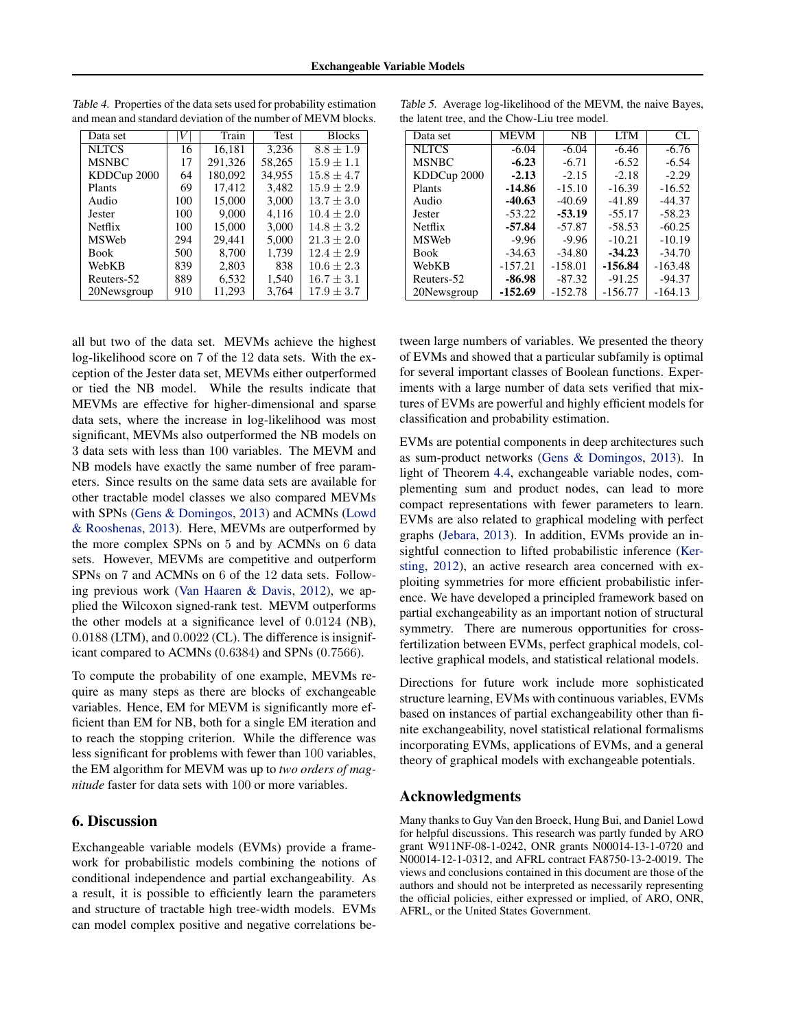Table 4. Properties of the data sets used for probability estimation and mean and standard deviation of the number of MEVM blocks.

| Data set | $\|V\|$ | Train | Test | Blocks |
|---|---|---|---|---|
| NLTCS | 16 | 16,181 | 3,236 | $8.8 \pm 1.9$ |
| MSNBC | 17 | 291,326 | 58,265 | $15.9 \pm 1.1$ |
| KDDCup 2000 | 64 | 180,092 | 34,955 | $15.8 \pm 4.7$ |
| Plants | 69 | 17,412 | 3,482 | $15.9 \pm 2.9$ |
| Audio | 100 | 15,000 | 3,000 | $13.7 \pm 3.0$ |
| Jester | 100 | 9,000 | 4,116 | $10.4 \pm 2.0$ |
| Netflix | 100 | 15,000 | 3,000 | $14.8 \pm 3.2$ |
| MSWeb | 294 | 29,441 | 5,000 | $21.3 \pm 2.0$ |
| Book | 500 | 8,700 | 1,739 | $12.4 \pm 2.9$ |
| WebKB | 839 | 2,803 | 838 | $10.6 \pm 2.3$ |
| Reuters-52 | 889 | 6,532 | 1,540 | $16.7 \pm 3.1$ |
| 20Newsgroup | 910 | 11,293 | 3,764 | $17.9 \pm 3.7$ |

Table 5. Average log-likelihood of the MEVM, the naive Bayes, the latent tree, and the Chow-Liu tree model.

| Data set | MEVM | NB | LTM | CL |
|---|---|---|---|---|
| NLTCS | -6.04 | -6.04 | -6.46 | -6.76 |
| MSNBC | **-6.23** | -6.71 | -6.52 | -6.54 |
| KDDCup 2000 | **-2.13** | -2.15 | -2.18 | -2.29 |
| Plants | **-14.86** | -15.10 | -16.39 | -16.52 |
| Audio | **-40.63** | -40.69 | -41.89 | -44.37 |
| Jester | -53.22 | **-53.19** | -55.17 | -58.23 |
| Netflix | **-57.84** | -57.87 | -58.53 | -60.25 |
| MSWeb | -9.96 | -9.96 | -10.21 | -10.19 |
| Book | -34.63 | -34.80 | **-34.23** | -34.70 |
| WebKB | -157.21 | -158.01 | **-156.84** | -163.48 |
| Reuters-52 | **-86.98** | -87.32 | -91.25 | -94.37 |
| 20Newsgroup | **-152.69** | -152.78 | -156.77 | -164.13 |

all but two of the data set. MEVMs achieve the highest log-likelihood score on 7 of the 12 data sets. With the exception of the Jester data set, MEVMs either outperformed or tied the NB model. While the results indicate that MEVMs are effective for higher-dimensional and sparse data sets, where the increase in log-likelihood was most significant, MEVMs also outperformed the NB models on 3 data sets with less than 100 variables. The MEVM and NB models have exactly the same number of free parameters. Since results on the same data sets are available for other tractable model classes we also compared MEVMs with SPNs (Gens & Domingos, 2013) and ACMNs (Lowd & Rooshenas, 2013). Here, MEVMs are outperformed by the more complex SPNs on 5 and by ACMNs on 6 data sets. However, MEVMs are competitive and outperform SPNs on 7 and ACMNs on 6 of the 12 data sets. Following previous work (Van Haaren & Davis, 2012), we applied the Wilcoxon signed-rank test. MEVM outperforms the other models at a significance level of 0.0124 (NB), 0.0188 (LTM), and 0.0022 (CL). The difference is insignificant compared to ACMNs (0.6384) and SPNs (0.7566).

To compute the probability of one example, MEVMs require as many steps as there are blocks of exchangeable variables. Hence, EM for MEVM is significantly more efficient than EM for NB, both for a single EM iteration and to reach the stopping criterion. While the difference was less significant for problems with fewer than 100 variables, the EM algorithm for MEVM was up to *two orders of magnitude* faster for data sets with 100 or more variables.

## 6. Discussion

Exchangeable variable models (EVMs) provide a framework for probabilistic models combining the notions of conditional independence and partial exchangeability. As a result, it is possible to efficiently learn the parameters and structure of tractable high tree-width models. EVMs can model complex positive and negative correlations between large numbers of variables. We presented the theory of EVMs and showed that a particular subfamily is optimal for several important classes of Boolean functions. Experiments with a large number of data sets verified that mixtures of EVMs are powerful and highly efficient models for classification and probability estimation.

EVMs are potential components in deep architectures such as sum-product networks (Gens & Domingos, 2013). In light of Theorem 4.4, exchangeable variable nodes, complementing sum and product nodes, can lead to more compact representations with fewer parameters to learn. EVMs are also related to graphical modeling with perfect graphs (Jebara, 2013). In addition, EVMs provide an insightful connection to lifted probabilistic inference (Kersting, 2012), an active research area concerned with exploiting symmetries for more efficient probabilistic inference. We have developed a principled framework based on partial exchangeability as an important notion of structural symmetry. There are numerous opportunities for cross-fertilization between EVMs, perfect graphical models, collective graphical models, and statistical relational models.

Directions for future work include more sophisticated structure learning, EVMs with continuous variables, EVMs based on instances of partial exchangeability other than finite exchangeability, novel statistical relational formalisms incorporating EVMs, applications of EVMs, and a general theory of graphical models with exchangeable potentials.

## Acknowledgments

Many thanks to Guy Van den Broeck, Hung Bui, and Daniel Lowd for helpful discussions. This research was partly funded by ARO grant W911NF-08-1-0242, ONR grants N00014-13-1-0720 and N00014-12-1-0312, and AFRL contract FA8750-13-2-0019. The views and conclusions contained in this document are those of the authors and should not be interpreted as necessarily representing the official policies, either expressed or implied, of ARO, ONR, AFRL, or the United States Government.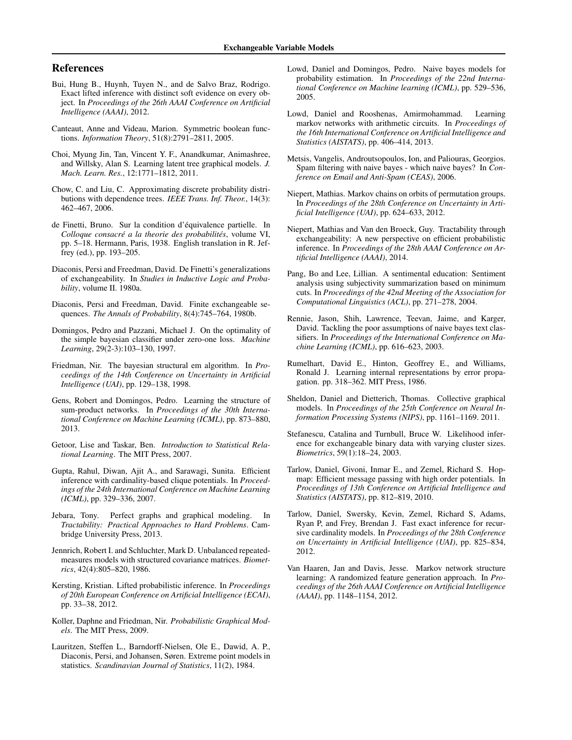## References

Bui, Hung B., Huynh, Tuyen N., and de Salvo Braz, Rodrigo. Exact lifted inference with distinct soft evidence on every object. In *Proceedings of the 26th AAAI Conference on Artificial Intelligence (AAAI)*, 2012.

Canteaut, Anne and Videau, Marion. Symmetric boolean functions. *Information Theory*, 51(8):2791–2811, 2005.

Choi, Myung Jin, Tan, Vincent Y. F., Anandkumar, Animashree, and Willsky, Alan S. Learning latent tree graphical models. *J. Mach. Learn. Res.*, 12:1771–1812, 2011.

Chow, C. and Liu, C. Approximating discrete probability distributions with dependence trees. *IEEE Trans. Inf. Theor.*, 14(3): 462–467, 2006.

de Finetti, Bruno. Sur la condition d'équivalence partielle. In *Colloque consacré a la theorie des probabilités*, volume VI, pp. 5–18. Hermann, Paris, 1938. English translation in R. Jeffrey (ed.), pp. 193–205.

Diaconis, Persi and Freedman, David. De Finetti's generalizations of exchangeability. In *Studies in Inductive Logic and Probability*, volume II. 1980a.

Diaconis, Persi and Freedman, David. Finite exchangeable sequences. *The Annals of Probability*, 8(4):745–764, 1980b.

Domingos, Pedro and Pazzani, Michael J. On the optimality of the simple bayesian classifier under zero-one loss. *Machine Learning*, 29(2-3):103–130, 1997.

Friedman, Nir. The bayesian structural em algorithm. In *Proceedings of the 14th Conference on Uncertainty in Artificial Intelligence (UAI)*, pp. 129–138, 1998.

Gens, Robert and Domingos, Pedro. Learning the structure of sum-product networks. In *Proceedings of the 30th International Conference on Machine Learning (ICML)*, pp. 873–880, 2013.

Getoor, Lise and Taskar, Ben. *Introduction to Statistical Relational Learning*. The MIT Press, 2007.

Gupta, Rahul, Diwan, Ajit A., and Sarawagi, Sunita. Efficient inference with cardinality-based clique potentials. In *Proceedings of the 24th International Conference on Machine Learning (ICML)*, pp. 329–336, 2007.

Jebara, Tony. Perfect graphs and graphical modeling. In *Tractability: Practical Approaches to Hard Problems*. Cambridge University Press, 2013.

Jennrich, Robert I. and Schluchter, Mark D. Unbalanced repeated-measures models with structured covariance matrices. *Biometrics*, 42(4):805–820, 1986.

Kersting, Kristian. Lifted probabilistic inference. In *Proceedings of 20th European Conference on Artificial Intelligence (ECAI)*, pp. 33–38, 2012.

Koller, Daphne and Friedman, Nir. *Probabilistic Graphical Models*. The MIT Press, 2009.

Lauritzen, Steffen L., Barndorff-Nielsen, Ole E., Dawid, A. P., Diaconis, Persi, and Johansen, Søren. Extreme point models in statistics. *Scandinavian Journal of Statistics*, 11(2), 1984.

Lowd, Daniel and Domingos, Pedro. Naive bayes models for probability estimation. In *Proceedings of the 22nd International Conference on Machine learning (ICML)*, pp. 529–536, 2005.

Lowd, Daniel and Rooshenas, Amirmohammad. Learning markov networks with arithmetic circuits. In *Proceedings of the 16th International Conference on Artificial Intelligence and Statistics (AISTATS)*, pp. 406–414, 2013.

Metsis, Vangelis, Androutsopoulos, Ion, and Paliouras, Georgios. Spam filtering with naive bayes - which naive bayes? In *Conference on Email and Anti-Spam (CEAS)*, 2006.

Niepert, Mathias. Markov chains on orbits of permutation groups. In *Proceedings of the 28th Conference on Uncertainty in Artificial Intelligence (UAI)*, pp. 624–633, 2012.

Niepert, Mathias and Van den Broeck, Guy. Tractability through exchangeability: A new perspective on efficient probabilistic inference. In *Proceedings of the 28th AAAI Conference on Artificial Intelligence (AAAI)*, 2014.

Pang, Bo and Lee, Lillian. A sentimental education: Sentiment analysis using subjectivity summarization based on minimum cuts. In *Proceedings of the 42nd Meeting of the Association for Computational Linguistics (ACL)*, pp. 271–278, 2004.

Rennie, Jason, Shih, Lawrence, Teevan, Jaime, and Karger, David. Tackling the poor assumptions of naive bayes text classifiers. In *Proceedings of the International Conference on Machine Learning (ICML)*, pp. 616–623, 2003.

Rumelhart, David E., Hinton, Geoffrey E., and Williams, Ronald J. Learning internal representations by error propagation. pp. 318–362. MIT Press, 1986.

Sheldon, Daniel and Dietterich, Thomas. Collective graphical models. In *Proceedings of the 25th Conference on Neural Information Processing Systems (NIPS)*, pp. 1161–1169. 2011.

Stefanescu, Catalina and Turnbull, Bruce W. Likelihood inference for exchangeable binary data with varying cluster sizes. *Biometrics*, 59(1):18–24, 2003.

Tarlow, Daniel, Givoni, Inmar E., and Zemel, Richard S. Hop-map: Efficient message passing with high order potentials. In *Proceedings of 13th Conference on Artificial Intelligence and Statistics (AISTATS)*, pp. 812–819, 2010.

Tarlow, Daniel, Swersky, Kevin, Zemel, Richard S, Adams, Ryan P, and Frey, Brendan J. Fast exact inference for recursive cardinality models. In *Proceedings of the 28th Conference on Uncertainty in Artificial Intelligence (UAI)*, pp. 825–834, 2012.

Van Haaren, Jan and Davis, Jesse. Markov network structure learning: A randomized feature generation approach. In *Proceedings of the 26th AAAI Conference on Artificial Intelligence (AAAI)*, pp. 1148–1154, 2012.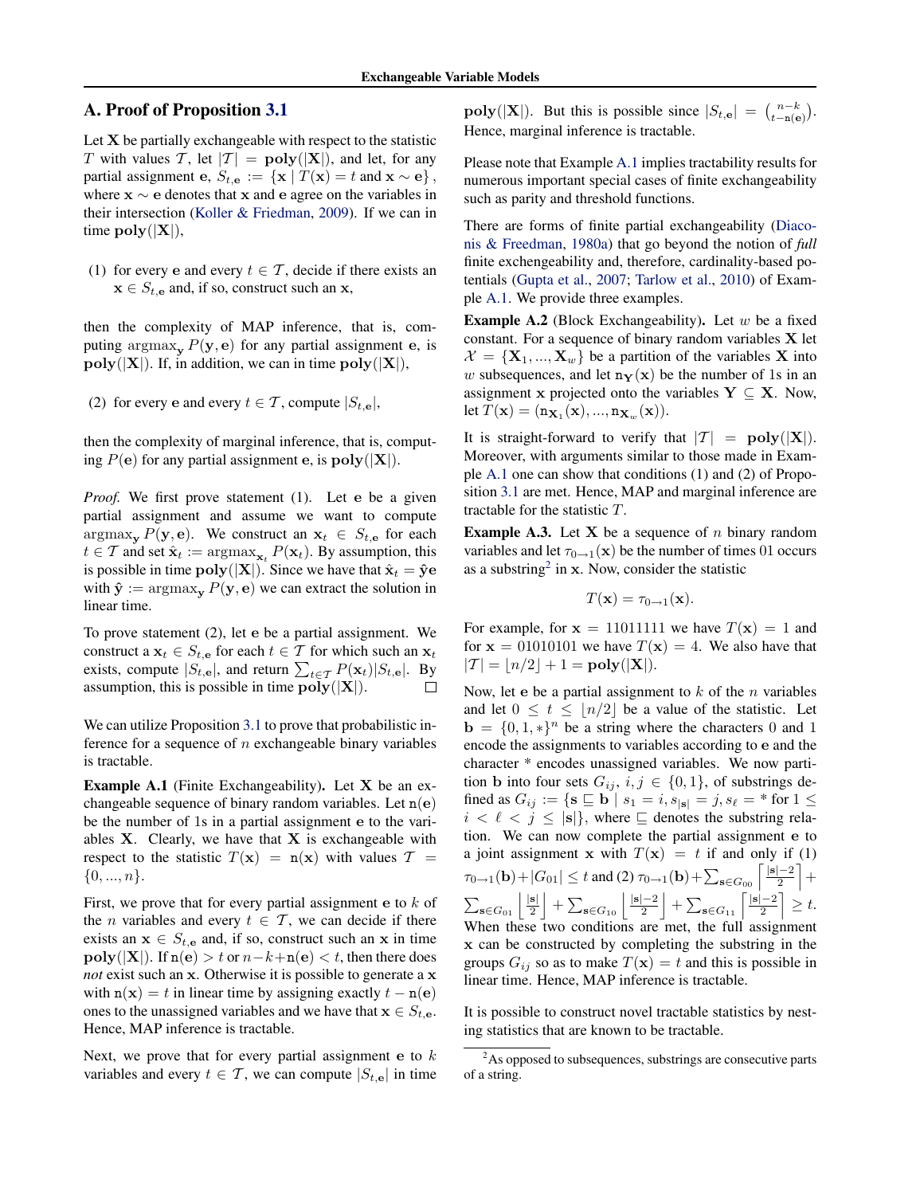## A. Proof of Proposition 3.1

Let $\mathbf{X}$ be partially exchangeable with respect to the statistic $T$ with values $\mathcal{T}$, let $|\mathcal{T}| = \mathbf{poly}(|\mathbf{X}|)$, and let, for any partial assignment $\mathbf{e}$, $S_{t,\mathbf{e}} := \{\mathbf{x} \mid T(\mathbf{x}) = t \text{ and } \mathbf{x} \sim \mathbf{e}\}$, where $\mathbf{x} \sim \mathbf{e}$ denotes that $\mathbf{x}$ and $\mathbf{e}$ agree on the variables in their intersection (Koller & Friedman, 2009). If we can in time $\mathbf{poly}(|\mathbf{X}|)$,

(1) for every $\mathbf{e}$ and every $t \in \mathcal{T}$, decide if there exists an $\mathbf{x} \in S_{t,\mathbf{e}}$ and, if so, construct such an $\mathbf{x}$,

then the complexity of MAP inference, that is, computing $\text{argmax}_{\mathbf{y}} P(\mathbf{y}, \mathbf{e})$ for any partial assignment $\mathbf{e}$, is $\mathbf{poly}(|\mathbf{X}|)$. If, in addition, we can in time $\mathbf{poly}(|\mathbf{X}|)$,

(2) for every $\mathbf{e}$ and every $t \in \mathcal{T}$, compute $|S_{t,\mathbf{e}}|$,

then the complexity of marginal inference, that is, computing $P(\mathbf{e})$ for any partial assignment $\mathbf{e}$, is $\mathbf{poly}(|\mathbf{X}|)$.

*Proof.* We first prove statement (1). Let $\mathbf{e}$ be a given partial assignment and assume we want to compute $\text{argmax}_{\mathbf{y}} P(\mathbf{y}, \mathbf{e})$. We construct an $\mathbf{x}_t \in S_{t,\mathbf{e}}$ for each $t \in \mathcal{T}$ and set $\hat{\mathbf{x}}_t := \text{argmax}_{\mathbf{x}_t} P(\mathbf{x}_t)$. By assumption, this is possible in time $\mathbf{poly}(|\mathbf{X}|)$. Since we have that $\hat{\mathbf{x}}_t = \hat{\mathbf{y}}\mathbf{e}$ with $\hat{\mathbf{y}} := \text{argmax}_{\mathbf{y}} P(\mathbf{y}, \mathbf{e})$ we can extract the solution in linear time.

To prove statement (2), let $\mathbf{e}$ be a partial assignment. We construct a $\mathbf{x}_t \in S_{t,\mathbf{e}}$ for each $t \in \mathcal{T}$ for which such an $\mathbf{x}_t$ exists, compute $|S_{t,\mathbf{e}}|$, and return $\sum_{t \in \mathcal{T}} P(\mathbf{x}_t)|S_{t,\mathbf{e}}|$. By assumption, this is possible in time $\mathbf{poly}(|\mathbf{X}|)$. □

We can utilize Proposition 3.1 to prove that probabilistic inference for a sequence of $n$ exchangeable binary variables is tractable.

**Example A.1** (Finite Exchangeability)**.** Let $\mathbf{X}$ be an exchangeable sequence of binary random variables. Let $\mathtt{n}(\mathbf{e})$ be the number of 1s in a partial assignment $\mathbf{e}$ to the variables $\mathbf{X}$. Clearly, we have that $\mathbf{X}$ is exchangeable with respect to the statistic $T(\mathbf{x}) = \mathtt{n}(\mathbf{x})$ with values $\mathcal{T} = \{0, ..., n\}$.

First, we prove that for every partial assignment $\mathbf{e}$ to $k$ of the $n$ variables and every $t \in \mathcal{T}$, we can decide if there exists an $\mathbf{x} \in S_{t,\mathbf{e}}$ and, if so, construct such an $\mathbf{x}$ in time $\mathbf{poly}(|\mathbf{X}|)$. If $\mathtt{n}(\mathbf{e}) > t$ or $n - k + \mathtt{n}(\mathbf{e}) < t$, then there does *not* exist such an $\mathbf{x}$. Otherwise it is possible to generate a $\mathbf{x}$ with $\mathtt{n}(\mathbf{x}) = t$ in linear time by assigning exactly $t - \mathtt{n}(\mathbf{e})$ ones to the unassigned variables and we have that $\mathbf{x} \in S_{t,\mathbf{e}}$. Hence, MAP inference is tractable.

Next, we prove that for every partial assignment $\mathbf{e}$ to $k$ variables and every $t \in \mathcal{T}$, we can compute $|S_{t,\mathbf{e}}|$ in time $\mathbf{poly}(|\mathbf{X}|)$. But this is possible since $|S_{t,\mathbf{e}}| = \binom{n-k}{t-\mathtt{n}(\mathbf{e})}$. Hence, marginal inference is tractable.

Please note that Example A.1 implies tractability results for numerous important special cases of finite exchangeability such as parity and threshold functions.

There are forms of finite partial exchangeability (Diaconis & Freedman, 1980a) that go beyond the notion of *full* finite exchengeability and, therefore, cardinality-based potentials (Gupta et al., 2007; Tarlow et al., 2010) of Example A.1. We provide three examples.

**Example A.2** (Block Exchangeability)**.** Let $w$ be a fixed constant. For a sequence of binary random variables $\mathbf{X}$ let $\mathcal{X} = \{\mathbf{X}_1, ..., \mathbf{X}_w\}$ be a partition of the variables $\mathbf{X}$ into $w$ subsequences, and let $\mathtt{n}_{\mathbf{Y}}(\mathbf{x})$ be the number of 1s in an assignment $\mathbf{x}$ projected onto the variables $\mathbf{Y} \subseteq \mathbf{X}$. Now, let $T(\mathbf{x}) = (\mathtt{n}_{\mathbf{X}_1}(\mathbf{x}), ..., \mathtt{n}_{\mathbf{X}_w}(\mathbf{x}))$.

It is straight-forward to verify that $|\mathcal{T}| = \mathbf{poly}(|\mathbf{X}|)$. Moreover, with arguments similar to those made in Example A.1 one can show that conditions (1) and (2) of Proposition 3.1 are met. Hence, MAP and marginal inference are tractable for the statistic $T$.

**Example A.3.** Let $\mathbf{X}$ be a sequence of $n$ binary random variables and let $\tau_{0\rightarrow 1}(\mathbf{x})$ be the number of times 01 occurs as a substring[2] in $\mathbf{x}$. Now, consider the statistic

$$T(\mathbf{x}) = \tau_{0\rightarrow 1}(\mathbf{x}).$$

For example, for $\mathbf{x} = 11011111$ we have $T(\mathbf{x}) = 1$ and for $\mathbf{x} = 01010101$ we have $T(\mathbf{x}) = 4$. We also have that $|\mathcal{T}| = \lfloor n/2 \rfloor + 1 = \mathbf{poly}(|\mathbf{X}|)$.

Now, let $\mathbf{e}$ be a partial assignment to $k$ of the $n$ variables and let $0 \leq t \leq \lfloor n/2 \rfloor$ be a value of the statistic. Let $\mathbf{b} = \{0, 1, *\}^n$ be a string where the characters 0 and 1 encode the assignments to variables according to $\mathbf{e}$ and the character $*$ encodes unassigned variables. We now partition $\mathbf{b}$ into four sets $G_{ij}$, $i, j \in \{0, 1\}$, of substrings defined as $G_{ij} := \{\mathbf{s} \sqsubseteq \mathbf{b} \mid s_1 = i, s_{|\mathbf{s}|} = j, s_\ell = * \text{ for } 1 \leq i < \ell < j \leq |\mathbf{s}|\}$, where $\sqsubseteq$ denotes the substring relation. We can now complete the partial assignment $\mathbf{e}$ to a joint assignment $\mathbf{x}$ with $T(\mathbf{x}) = t$ if and only if (1) $\tau_{0\rightarrow 1}(\mathbf{b}) + |G_{01}| \leq t$ and (2) $\tau_{0\rightarrow 1}(\mathbf{b}) + \sum_{\mathbf{s} \in G_{00}} \left\lceil \frac{|\mathbf{s}|-2}{2} \right\rceil + \sum_{\mathbf{s} \in G_{01}} \left\lfloor \frac{|\mathbf{s}|}{2} \right\rfloor + \sum_{\mathbf{s} \in G_{10}} \left\lfloor \frac{|\mathbf{s}|-2}{2} \right\rfloor + \sum_{\mathbf{s} \in G_{11}} \left\lceil \frac{|\mathbf{s}|-2}{2} \right\rceil \geq t$. When these two conditions are met, the full assignment $\mathbf{x}$ can be constructed by completing the substring in the groups $G_{ij}$ so as to make $T(\mathbf{x}) = t$ and this is possible in linear time. Hence, MAP inference is tractable.

It is possible to construct novel tractable statistics by nesting statistics that are known to be tractable.

[2] As opposed to subsequences, substrings are consecutive parts of a string.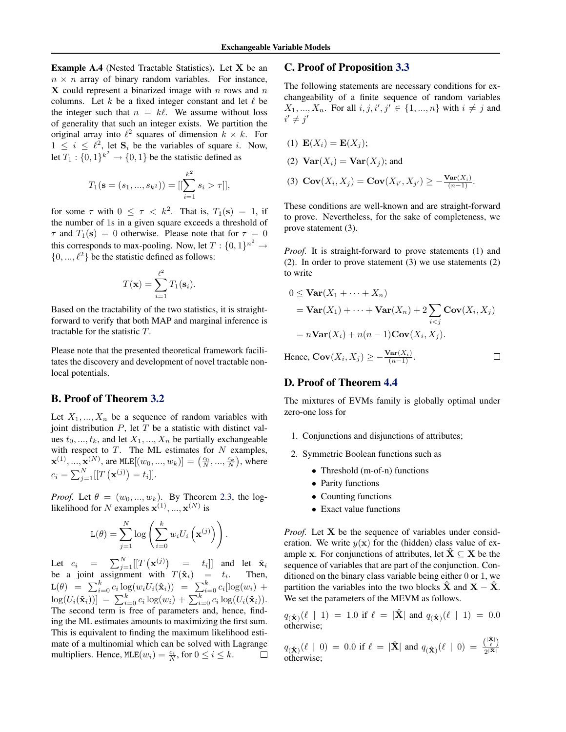**Example A.4** (Nested Tractable Statistics)**.** Let $\mathbf{X}$ be an $n \times n$ array of binary random variables. For instance, $\mathbf{X}$ could represent a binarized image with $n$ rows and $n$ columns. Let $k$ be a fixed integer constant and let $\ell$ be the integer such that $n = k\ell$. We assume without loss of generality that such an integer exists. We partition the original array into $\ell^2$ squares of dimension $k \times k$. For $1 \leq i \leq \ell^2$, let $\mathbf{S}_i$ be the variables of square $i$. Now, let $T_1 : \{0,1\}^{k^2} \rightarrow \{0,1\}$ be the statistic defined as

$$T_1(\mathbf{s} = (s_1, ..., s_{k^2})) = [[\sum_{i=1}^{k^2} s_i > \tau]],$$

for some $\tau$ with $0 \leq \tau < k^2$. That is, $T_1(\mathbf{s}) = 1$, if the number of 1s in a given square exceeds a threshold of $\tau$ and $T_1(\mathbf{s}) = 0$ otherwise. Please note that for $\tau = 0$ this corresponds to max-pooling. Now, let $T : \{0,1\}^{n^2} \rightarrow \{0, ..., \ell^2\}$ be the statistic defined as follows:

$$T(\mathbf{x}) = \sum_{i=1}^{\ell^2} T_1(\mathbf{s}_i).$$

Based on the tractability of the two statistics, it is straight-forward to verify that both MAP and marginal inference is tractable for the statistic $T$.

Please note that the presented theoretical framework facilitates the discovery and development of novel tractable non-local potentials.

## B. Proof of Theorem 3.2

Let $X_1, ..., X_n$ be a sequence of random variables with joint distribution $P$, let $T$ be a statistic with distinct values $t_0, ..., t_k$, and let $X_1, ..., X_n$ be partially exchangeable with respect to $T$. The ML estimates for $N$ examples, $\mathbf{x}^{(1)}, ..., \mathbf{x}^{(N)}$, are $\texttt{MLE}[(w_0, ..., w_k)] = \left(\frac{c_0}{N}, ..., \frac{c_k}{N}\right)$, where $c_i = \sum_{j=1}^{N} [[T\left(\mathbf{x}^{(j)}\right) = t_i]]$.

*Proof.* Let $\theta = (w_0, ..., w_k)$. By Theorem 2.3, the log-likelihood for $N$ examples $\mathbf{x}^{(1)}, ..., \mathbf{x}^{(N)}$ is

$$\texttt{L}(\theta) = \sum_{j=1}^{N} \log\left(\sum_{i=0}^{k} w_i U_i\left(\mathbf{x}^{(j)}\right)\right).$$

Let $c_i = \sum_{j=1}^{N}[[T\left(\mathbf{x}^{(j)}\right) = t_i]]$ and let $\hat{\mathbf{x}}_i$ be a joint assignment with $T(\hat{\mathbf{x}}_i) = t_i$. Then, $\texttt{L}(\theta) = \sum_{i=0}^{k} c_i \log(w_i U_i(\hat{\mathbf{x}}_i)) = \sum_{i=0}^{k} c_i[\log(w_i) + \log(U_i(\hat{\mathbf{x}}_i))] = \sum_{i=0}^{k} c_i \log(w_i) + \sum_{i=0}^{k} c_i \log(U_i(\hat{\mathbf{x}}_i))$. The second term is free of parameters and, hence, finding the ML estimates amounts to maximizing the first sum. This is equivalent to finding the maximum likelihood estimate of a multinomial which can be solved with Lagrange multipliers. Hence, $\texttt{MLE}(w_i) = \frac{c_i}{N}$, for $0 \leq i \leq k$. $\square$

## C. Proof of Proposition 3.3

The following statements are necessary conditions for exchangeability of a finite sequence of random variables $X_1, ..., X_n$. For all $i, j, i', j' \in \{1, ..., n\}$ with $i \neq j$ and $i' \neq j'$

(1) $\mathbf{E}(X_i) = \mathbf{E}(X_j)$;

(2) $\mathbf{Var}(X_i) = \mathbf{Var}(X_j)$; and

(3) $\mathbf{Cov}(X_i, X_j) = \mathbf{Cov}(X_{i'}, X_{j'}) \geq -\frac{\mathbf{Var}(X_i)}{(n-1)}$.

These conditions are well-known and are straight-forward to prove. Nevertheless, for the sake of completeness, we prove statement (3).

*Proof.* It is straight-forward to prove statements (1) and (2). In order to prove statement (3) we use statements (2) to write

$$\begin{aligned}
0 &\leq \mathbf{Var}(X_1 + \cdots + X_n) \\
&= \mathbf{Var}(X_1) + \cdots + \mathbf{Var}(X_n) + 2\sum_{i<j} \mathbf{Cov}(X_i, X_j) \\
&= n\mathbf{Var}(X_i) + n(n-1)\mathbf{Cov}(X_i, X_j).
\end{aligned}$$

Hence, $\mathbf{Cov}(X_i, X_j) \geq -\frac{\mathbf{Var}(X_i)}{(n-1)}$. $\square$

## D. Proof of Theorem 4.4

The mixtures of EVMs family is globally optimal under zero-one loss for

1. Conjunctions and disjunctions of attributes;
2. Symmetric Boolean functions such as
   - Threshold (m-of-n) functions
   - Parity functions
   - Counting functions
   - Exact value functions

*Proof.* Let $\mathbf{X}$ be the sequence of variables under consideration. We write $y(\mathbf{x})$ for the (hidden) class value of example $\mathbf{x}$. For conjunctions of attributes, let $\hat{\mathbf{X}} \subseteq \mathbf{X}$ be the sequence of variables that are part of the conjunction. Conditioned on the binary class variable being either 0 or 1, we partition the variables into the two blocks $\hat{\mathbf{X}}$ and $\mathbf{X} - \hat{\mathbf{X}}$. We set the parameters of the MEVM as follows.

$q_{(\hat{\mathbf{X}})}(\ell \mid 1) = 1.0$ if $\ell = |\hat{\mathbf{X}}|$ and $q_{(\hat{\mathbf{X}})}(\ell \mid 1) = 0.0$ otherwise;

$q_{(\hat{\mathbf{X}})}(\ell \mid 0) = 0.0$ if $\ell = |\hat{\mathbf{X}}|$ and $q_{(\hat{\mathbf{X}})}(\ell \mid 0) = \frac{\binom{|\hat{\mathbf{X}}|}{\ell}}{2^{|\hat{\mathbf{X}}|}}$ otherwise;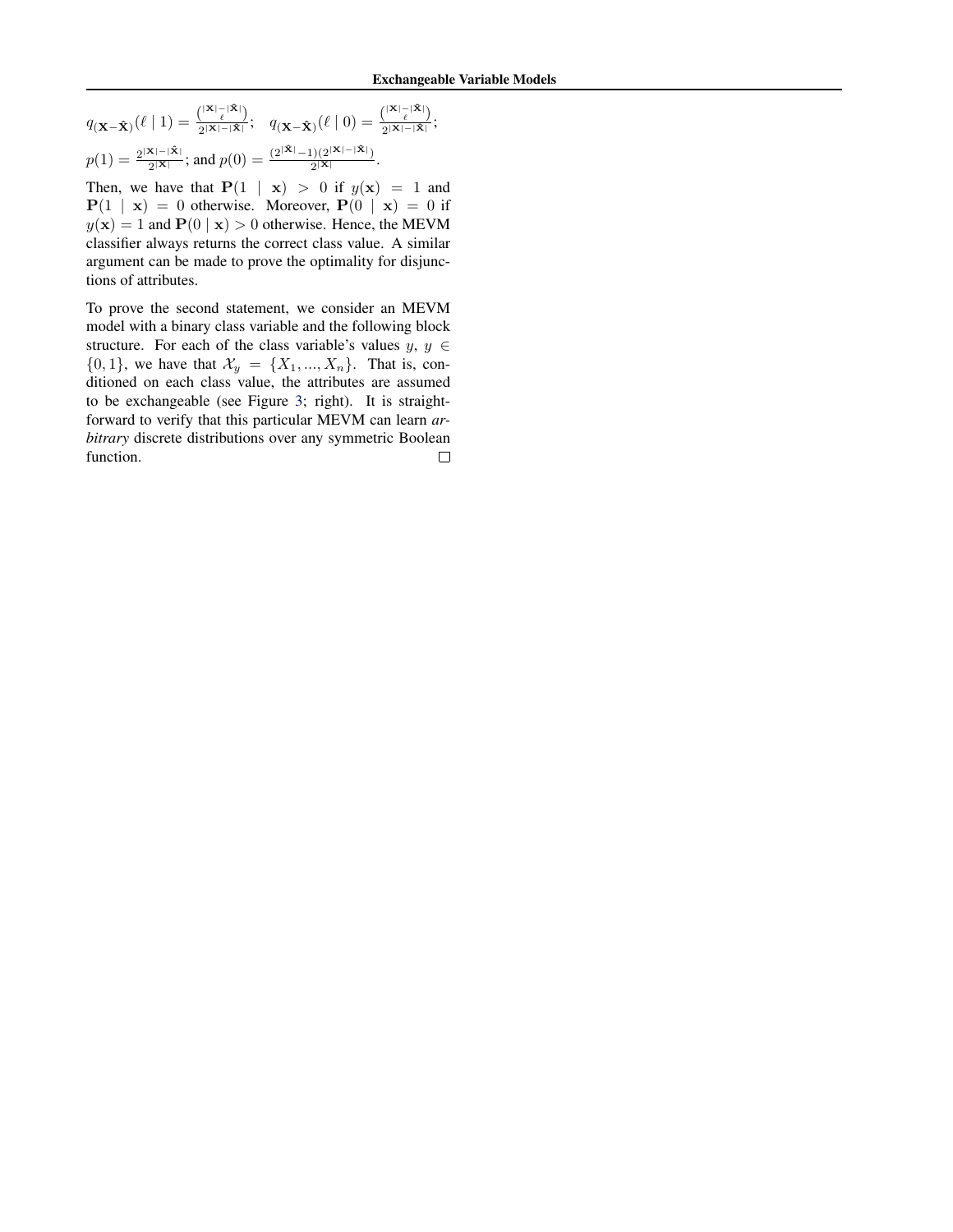$q_{(\mathbf{X}-\hat{\mathbf{X}})}(\ell \mid 1) = \frac{\binom{|\mathbf{X}|-|\hat{\mathbf{X}}|}{\ell}}{2^{|\mathbf{X}|-|\hat{\mathbf{X}}|}}$; $\quad q_{(\mathbf{X}-\hat{\mathbf{X}})}(\ell \mid 0) = \frac{\binom{|\mathbf{X}|-|\hat{\mathbf{X}}|}{\ell}}{2^{|\mathbf{X}|-|\hat{\mathbf{X}}|}}$;

$p(1) = \frac{2^{|\mathbf{X}|-|\hat{\mathbf{X}}|}}{2^{|\mathbf{X}|}}$; and $p(0) = \frac{(2^{|\hat{\mathbf{X}}|}-1)(2^{|\mathbf{X}|-|\hat{\mathbf{X}}|})}{2^{|\mathbf{X}|}}$.

Then, we have that $\mathbf{P}(1 \mid \mathbf{x}) > 0$ if $y(\mathbf{x}) = 1$ and $\mathbf{P}(1 \mid \mathbf{x}) = 0$ otherwise. Moreover, $\mathbf{P}(0 \mid \mathbf{x}) = 0$ if $y(\mathbf{x}) = 1$ and $\mathbf{P}(0 \mid \mathbf{x}) > 0$ otherwise. Hence, the MEVM classifier always returns the correct class value. A similar argument can be made to prove the optimality for disjunctions of attributes.

To prove the second statement, we consider an MEVM model with a binary class variable and the following block structure. For each of the class variable's values $y$, $y \in \{0, 1\}$, we have that $\mathcal{X}_y = \{X_1, ..., X_n\}$. That is, conditioned on each class value, the attributes are assumed to be exchangeable (see Figure 3; right). It is straightforward to verify that this particular MEVM can learn *arbitrary* discrete distributions over any symmetric Boolean function. $\square$